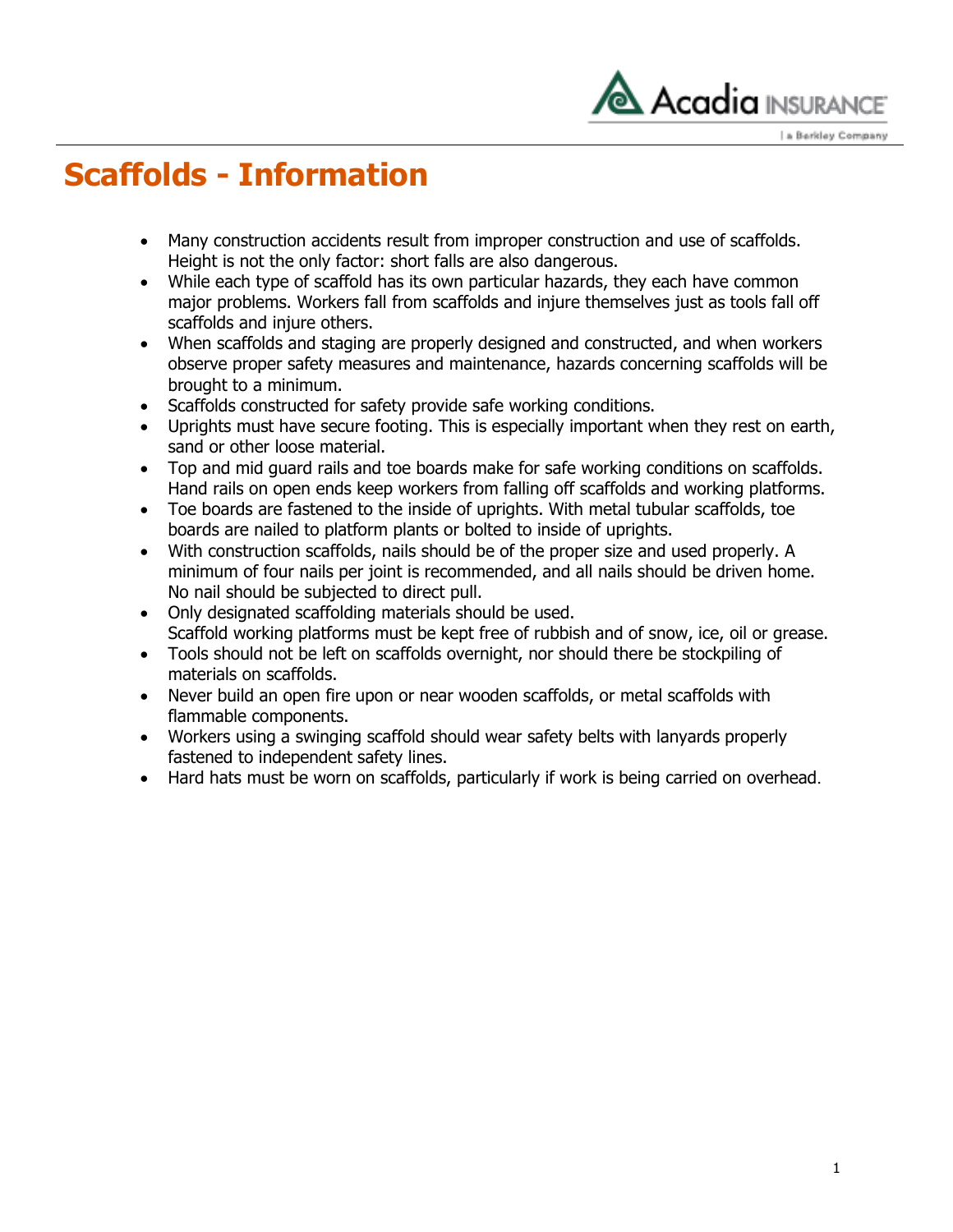# Scaffolds - Information

- Many construction accidents result from improper construction and use of scaffolds. Height is not the only factor: short falls are also dangerous.
- While each type of scaffold has its own particular hazards, they each have common major problems. Workers fall from scaffolds and injure themselves just as tools fall off scaffolds and injure others.
- When scaffolds and staging are properly designed and constructed, and when workers observe proper safety measures and maintenance, hazards concerning scaffolds will be brought to a minimum.
- Scaffolds constructed for safety provide safe working conditions.
- Uprights must have secure footing. This is especially important when they rest on earth, sand or other loose material.
- Top and mid guard rails and toe boards make for safe working conditions on scaffolds. Hand rails on open ends keep workers from falling off scaffolds and working platforms.
- Toe boards are fastened to the inside of uprights. With metal tubular scaffolds, toe boards are nailed to platform plants or bolted to inside of uprights.
- With construction scaffolds, nails should be of the proper size and used properly. A minimum of four nails per joint is recommended, and all nails should be driven home. No nail should be subjected to direct pull.
- Only designated scaffolding materials should be used.
  Scaffold working platforms must be kept free of rubbish and of snow, ice, oil or grease.
- Tools should not be left on scaffolds overnight, nor should there be stockpiling of materials on scaffolds.
- Never build an open fire upon or near wooden scaffolds, or metal scaffolds with flammable components.
- Workers using a swinging scaffold should wear safety belts with lanyards properly fastened to independent safety lines.
- Hard hats must be worn on scaffolds, particularly if work is being carried on overhead.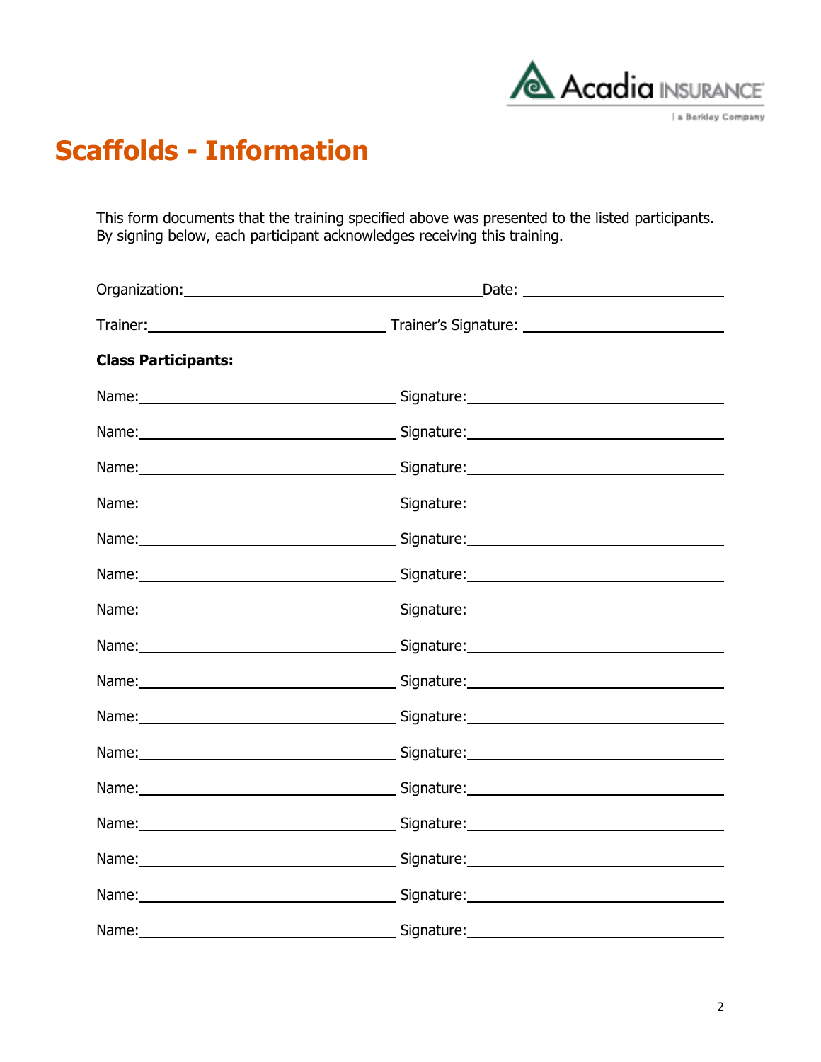# Scaffolds - Information

This form documents that the training specified above was presented to the listed participants. By signing below, each participant acknowledges receiving this training.

Organization:\_\_\_\_\_\_\_\_\_\_\_\_\_\_\_\_\_\_\_\_\_\_\_\_\_\_\_\_\_\_\_\_\_\_\_\_ Date: \_\_\_\_\_\_\_\_\_\_\_\_\_\_\_\_\_\_\_\_\_\_\_\_

Trainer:\_\_\_\_\_\_\_\_\_\_\_\_\_\_\_\_\_\_\_\_\_\_\_\_\_\_\_\_\_\_ Trainer's Signature: \_\_\_\_\_\_\_\_\_\_\_\_\_\_\_\_\_\_\_\_\_\_\_\_

**Class Participants:**

Name:\_\_\_\_\_\_\_\_\_\_\_\_\_\_\_\_\_\_\_\_\_\_\_\_\_\_\_\_\_\_ Signature:\_\_\_\_\_\_\_\_\_\_\_\_\_\_\_\_\_\_\_\_\_\_\_\_\_\_\_\_\_\_

Name:\_\_\_\_\_\_\_\_\_\_\_\_\_\_\_\_\_\_\_\_\_\_\_\_\_\_\_\_\_\_ Signature:\_\_\_\_\_\_\_\_\_\_\_\_\_\_\_\_\_\_\_\_\_\_\_\_\_\_\_\_\_\_

Name:\_\_\_\_\_\_\_\_\_\_\_\_\_\_\_\_\_\_\_\_\_\_\_\_\_\_\_\_\_\_ Signature:\_\_\_\_\_\_\_\_\_\_\_\_\_\_\_\_\_\_\_\_\_\_\_\_\_\_\_\_\_\_

Name:\_\_\_\_\_\_\_\_\_\_\_\_\_\_\_\_\_\_\_\_\_\_\_\_\_\_\_\_\_\_ Signature:\_\_\_\_\_\_\_\_\_\_\_\_\_\_\_\_\_\_\_\_\_\_\_\_\_\_\_\_\_\_

Name:\_\_\_\_\_\_\_\_\_\_\_\_\_\_\_\_\_\_\_\_\_\_\_\_\_\_\_\_\_\_ Signature:\_\_\_\_\_\_\_\_\_\_\_\_\_\_\_\_\_\_\_\_\_\_\_\_\_\_\_\_\_\_

Name:\_\_\_\_\_\_\_\_\_\_\_\_\_\_\_\_\_\_\_\_\_\_\_\_\_\_\_\_\_\_ Signature:\_\_\_\_\_\_\_\_\_\_\_\_\_\_\_\_\_\_\_\_\_\_\_\_\_\_\_\_\_\_

Name:\_\_\_\_\_\_\_\_\_\_\_\_\_\_\_\_\_\_\_\_\_\_\_\_\_\_\_\_\_\_ Signature:\_\_\_\_\_\_\_\_\_\_\_\_\_\_\_\_\_\_\_\_\_\_\_\_\_\_\_\_\_\_

Name:\_\_\_\_\_\_\_\_\_\_\_\_\_\_\_\_\_\_\_\_\_\_\_\_\_\_\_\_\_\_ Signature:\_\_\_\_\_\_\_\_\_\_\_\_\_\_\_\_\_\_\_\_\_\_\_\_\_\_\_\_\_\_

Name:\_\_\_\_\_\_\_\_\_\_\_\_\_\_\_\_\_\_\_\_\_\_\_\_\_\_\_\_\_\_ Signature:\_\_\_\_\_\_\_\_\_\_\_\_\_\_\_\_\_\_\_\_\_\_\_\_\_\_\_\_\_\_

Name:\_\_\_\_\_\_\_\_\_\_\_\_\_\_\_\_\_\_\_\_\_\_\_\_\_\_\_\_\_\_ Signature:\_\_\_\_\_\_\_\_\_\_\_\_\_\_\_\_\_\_\_\_\_\_\_\_\_\_\_\_\_\_

Name:\_\_\_\_\_\_\_\_\_\_\_\_\_\_\_\_\_\_\_\_\_\_\_\_\_\_\_\_\_\_ Signature:\_\_\_\_\_\_\_\_\_\_\_\_\_\_\_\_\_\_\_\_\_\_\_\_\_\_\_\_\_\_

Name:\_\_\_\_\_\_\_\_\_\_\_\_\_\_\_\_\_\_\_\_\_\_\_\_\_\_\_\_\_\_ Signature:\_\_\_\_\_\_\_\_\_\_\_\_\_\_\_\_\_\_\_\_\_\_\_\_\_\_\_\_\_\_

Name:\_\_\_\_\_\_\_\_\_\_\_\_\_\_\_\_\_\_\_\_\_\_\_\_\_\_\_\_\_\_ Signature:\_\_\_\_\_\_\_\_\_\_\_\_\_\_\_\_\_\_\_\_\_\_\_\_\_\_\_\_\_\_

Name:\_\_\_\_\_\_\_\_\_\_\_\_\_\_\_\_\_\_\_\_\_\_\_\_\_\_\_\_\_\_ Signature:\_\_\_\_\_\_\_\_\_\_\_\_\_\_\_\_\_\_\_\_\_\_\_\_\_\_\_\_\_\_

Name:\_\_\_\_\_\_\_\_\_\_\_\_\_\_\_\_\_\_\_\_\_\_\_\_\_\_\_\_\_\_ Signature:\_\_\_\_\_\_\_\_\_\_\_\_\_\_\_\_\_\_\_\_\_\_\_\_\_\_\_\_\_\_

Name:\_\_\_\_\_\_\_\_\_\_\_\_\_\_\_\_\_\_\_\_\_\_\_\_\_\_\_\_\_\_ Signature:\_\_\_\_\_\_\_\_\_\_\_\_\_\_\_\_\_\_\_\_\_\_\_\_\_\_\_\_\_\_